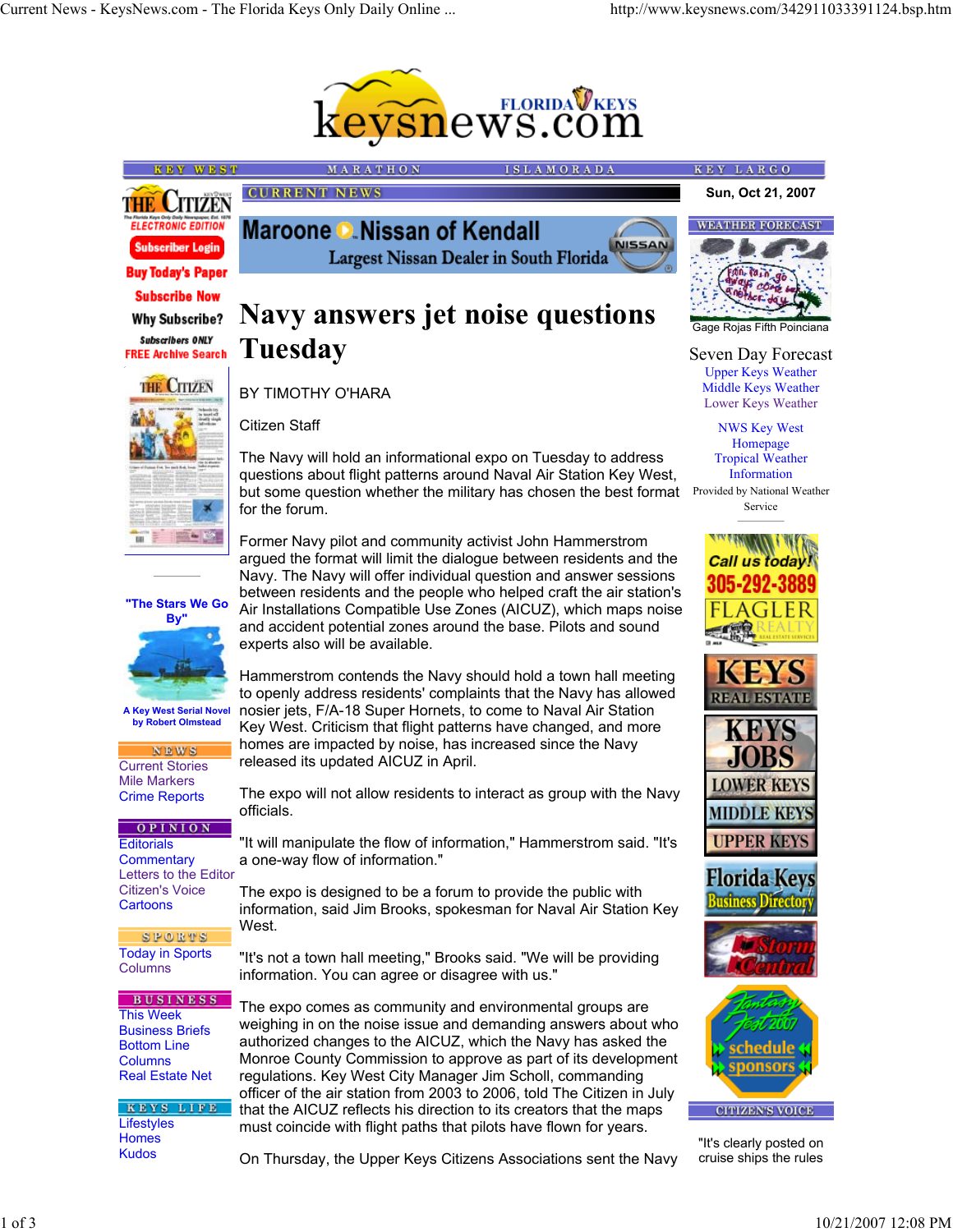# Navy answers jet noise questions Tuesday

BY TIMOTHY O'HARA

Citizen Staff

The Navy will hold an informational expo on Tuesday to address questions about flight patterns around Naval Air Station Key West, but some question whether the military has chosen the best format for the forum.

Former Navy pilot and community activist John Hammerstrom argued the format will limit the dialogue between residents and the Navy. The Navy will offer individual question and answer sessions between residents and the people who helped craft the air station's Air Installations Compatible Use Zones (AICUZ), which maps noise and accident potential zones around the base. Pilots and sound experts also will be available.

Hammerstrom contends the Navy should hold a town hall meeting to openly address residents' complaints that the Navy has allowed nosier jets, F/A-18 Super Hornets, to come to Naval Air Station Key West. Criticism that flight patterns have changed, and more homes are impacted by noise, has increased since the Navy released its updated AICUZ in April.

The expo will not allow residents to interact as group with the Navy officials.

"It will manipulate the flow of information," Hammerstrom said. "It's a one-way flow of information."

The expo is designed to be a forum to provide the public with information, said Jim Brooks, spokesman for Naval Air Station Key West.

"It's not a town hall meeting," Brooks said. "We will be providing information. You can agree or disagree with us."

The expo comes as community and environmental groups are weighing in on the noise issue and demanding answers about who authorized changes to the AICUZ, which the Navy has asked the Monroe County Commission to approve as part of its development regulations. Key West City Manager Jim Scholl, commanding officer of the air station from 2003 to 2006, told The Citizen in July that the AICUZ reflects his direction to its creators that the maps must coincide with flight paths that pilots have flown for years.

On Thursday, the Upper Keys Citizens Association sent the Navy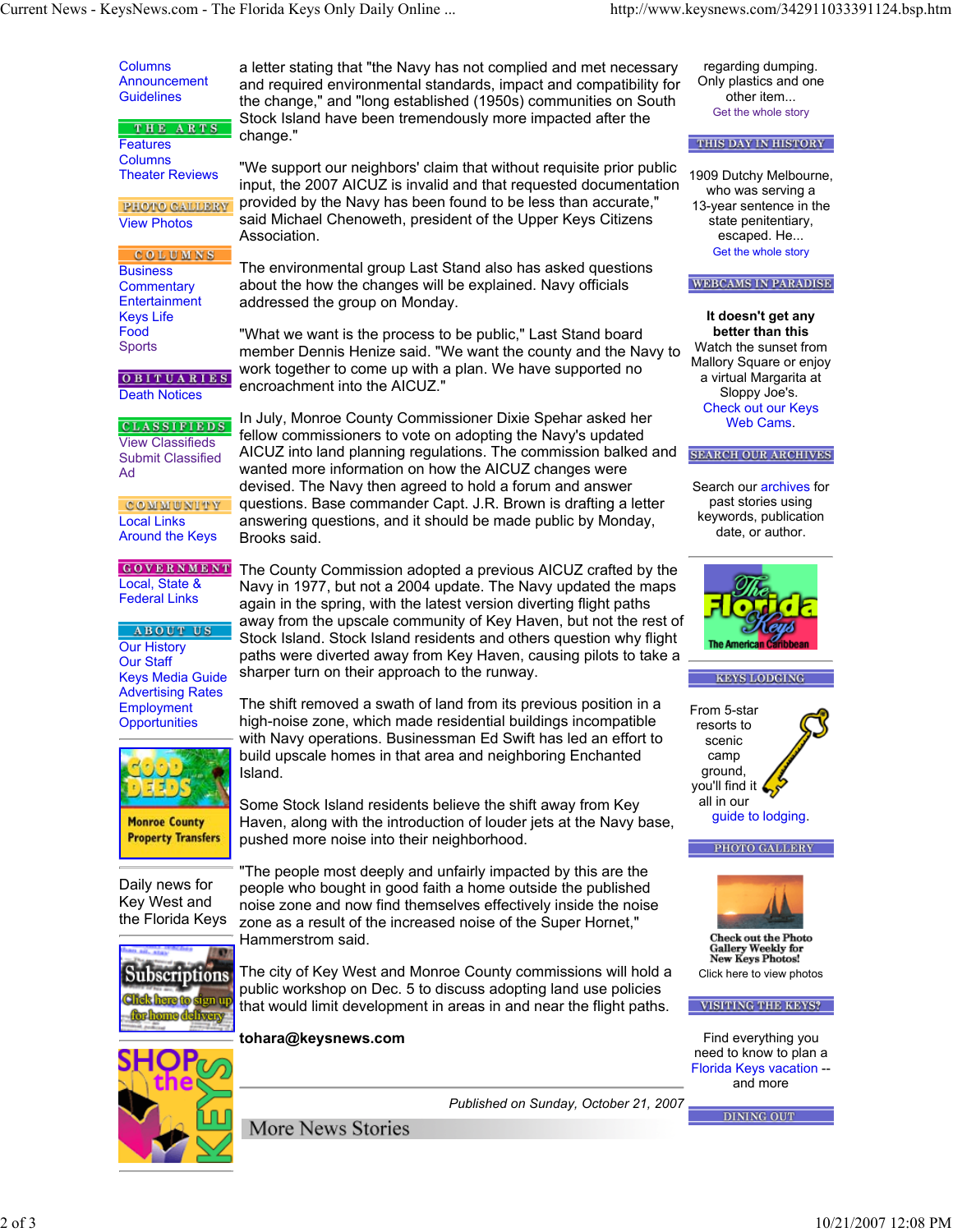a letter stating that "the Navy has not complied and met necessary and required environmental standards, impact and compatibility for the change," and "long established (1950s) communities on South Stock Island have been tremendously more impacted after the change."

"We support our neighbors' claim that without requisite prior public input, the 2007 AICUZ is invalid and that requested documentation provided by the Navy has been found to be less than accurate," said Michael Chenoweth, president of the Upper Keys Citizens Association.

The environmental group Last Stand also has asked questions about the how the changes will be explained. Navy officials addressed the group on Monday.

"What we want is the process to be public," Last Stand board member Dennis Henize said. "We want the county and the Navy to work together to come up with a plan. We have supported no encroachment into the AICUZ."

In July, Monroe County Commissioner Dixie Spehar asked her fellow commissioners to vote on adopting the Navy's updated AICUZ into land planning regulations. The commission balked and wanted more information on how the AICUZ changes were devised. The Navy then agreed to hold a forum and answer questions. Base commander Capt. J.R. Brown is drafting a letter answering questions, and it should be made public by Monday, Brooks said.

The County Commission adopted a previous AICUZ crafted by the Navy in 1977, but not a 2004 update. The Navy updated the maps again in the spring, with the latest version diverting flight paths away from the upscale community of Key Haven, but not the rest of Stock Island. Stock Island residents and others question why flight paths were diverted away from Key Haven, causing pilots to take a sharper turn on their approach to the runway.

The shift removed a swath of land from its previous position in a high-noise zone, which made residential buildings incompatible with Navy operations. Businessman Ed Swift has led an effort to build upscale homes in that area and neighboring Enchanted Island.

Some Stock Island residents believe the shift away from Key Haven, along with the introduction of louder jets at the Navy base, pushed more noise into their neighborhood.

"The people most deeply and unfairly impacted by this are the people who bought in good faith a home outside the published noise zone and now find themselves effectively inside the noise zone as a result of the increased noise of the Super Hornet," Hammerstrom said.

The city of Key West and Monroe County commissions will hold a public workshop on Dec. 5 to discuss adopting land use policies that would limit development in areas in and near the flight paths.

**tohara@keysnews.com**

*Published on Sunday, October 21, 2007*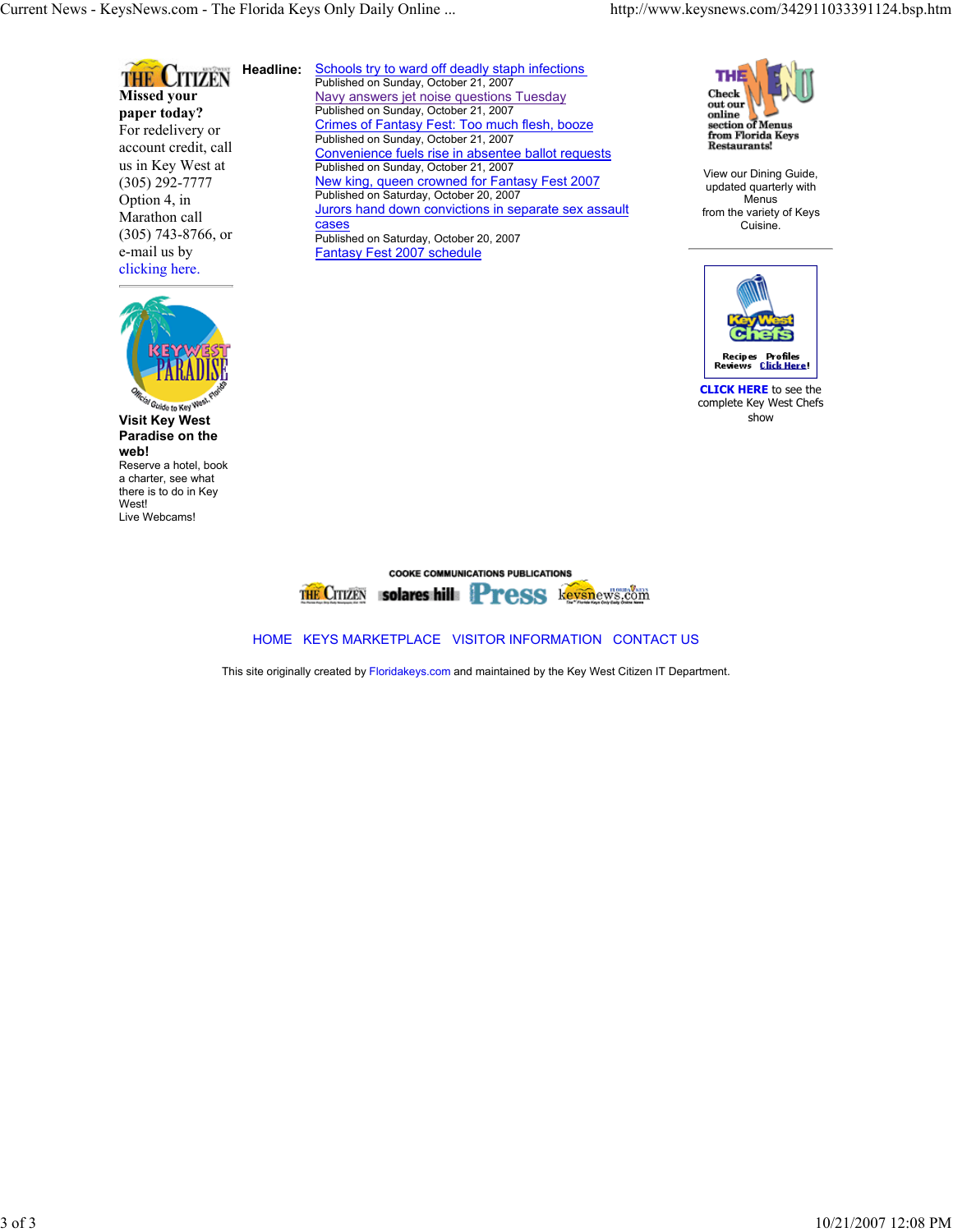**Missed your paper today?**
For redelivery or account credit, call us in Key West at (305) 292-7777 Option 4, in Marathon call (305) 743-8766, or e-mail us by clicking here.

**Visit Key West Paradise on the web!**
Reserve a hotel, book a charter, see what there is to do in Key West!
Live Webcams!

**Headline:**

Schools try to ward off deadly staph infections
Published on Sunday, October 21, 2007

Navy answers jet noise questions Tuesday
Published on Sunday, October 21, 2007

Crimes of Fantasy Fest: Too much flesh, booze
Published on Sunday, October 21, 2007

Convenience fuels rise in absentee ballot requests
Published on Sunday, October 21, 2007

New king, queen crowned for Fantasy Fest 2007
Published on Saturday, October 20, 2007

Jurors hand down convictions in separate sex assault cases
Published on Saturday, October 20, 2007

Fantasy Fest 2007 schedule

THE MENU
Check out our online section of Menus from Florida Keys Restaurants!

View our Dining Guide, updated quarterly with Menus from the variety of Keys Cuisine.

Key West Chefs
Recipes Profiles Reviews Click Here!

**CLICK HERE** to see the complete Key West Chefs show

COOKE COMMUNICATIONS PUBLICATIONS

HOME KEYS MARKETPLACE VISITOR INFORMATION CONTACT US

This site originally created by Floridakeys.com and maintained by the Key West Citizen IT Department.